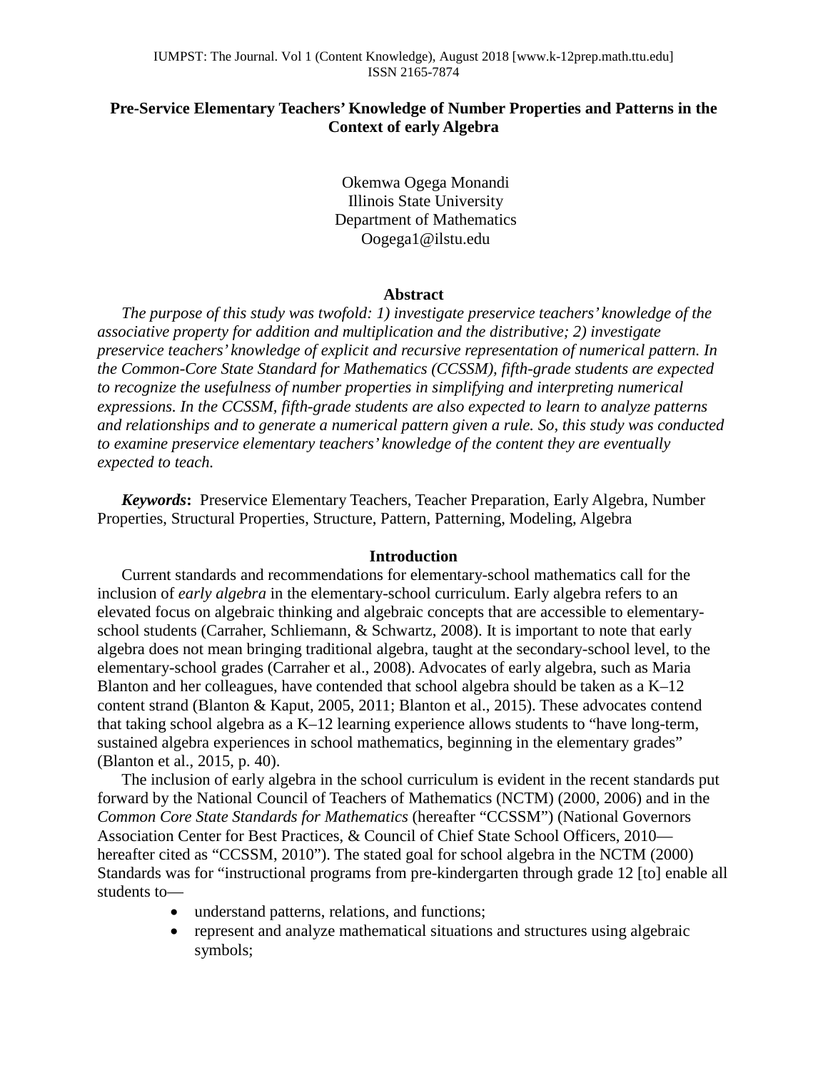# Pre-Service Elementary Teachers' Knowledge of Number Properties and Patterns in the Context of early Algebra

Okemwa Ogega Monandi
Illinois State University
Department of Mathematics
Oogega1@ilstu.edu

## Abstract

*The purpose of this study was twofold: 1) investigate preservice teachers' knowledge of the associative property for addition and multiplication and the distributive; 2) investigate preservice teachers' knowledge of explicit and recursive representation of numerical pattern. In the Common-Core State Standard for Mathematics (CCSSM), fifth-grade students are expected to recognize the usefulness of number properties in simplifying and interpreting numerical expressions. In the CCSSM, fifth-grade students are also expected to learn to analyze patterns and relationships and to generate a numerical pattern given a rule. So, this study was conducted to examine preservice elementary teachers' knowledge of the content they are eventually expected to teach.*

***Keywords*:** Preservice Elementary Teachers, Teacher Preparation, Early Algebra, Number Properties, Structural Properties, Structure, Pattern, Patterning, Modeling, Algebra

## Introduction

Current standards and recommendations for elementary-school mathematics call for the inclusion of *early algebra* in the elementary-school curriculum. Early algebra refers to an elevated focus on algebraic thinking and algebraic concepts that are accessible to elementary-school students (Carraher, Schliemann, & Schwartz, 2008). It is important to note that early algebra does not mean bringing traditional algebra, taught at the secondary-school level, to the elementary-school grades (Carraher et al., 2008). Advocates of early algebra, such as Maria Blanton and her colleagues, have contended that school algebra should be taken as a K–12 content strand (Blanton & Kaput, 2005, 2011; Blanton et al., 2015). These advocates contend that taking school algebra as a K–12 learning experience allows students to "have long-term, sustained algebra experiences in school mathematics, beginning in the elementary grades" (Blanton et al., 2015, p. 40).

The inclusion of early algebra in the school curriculum is evident in the recent standards put forward by the National Council of Teachers of Mathematics (NCTM) (2000, 2006) and in the *Common Core State Standards for Mathematics* (hereafter "CCSSM") (National Governors Association Center for Best Practices, & Council of Chief State School Officers, 2010—hereafter cited as "CCSSM, 2010"). The stated goal for school algebra in the NCTM (2000) Standards was for "instructional programs from pre-kindergarten through grade 12 [to] enable all students to—

- understand patterns, relations, and functions;
- represent and analyze mathematical situations and structures using algebraic symbols;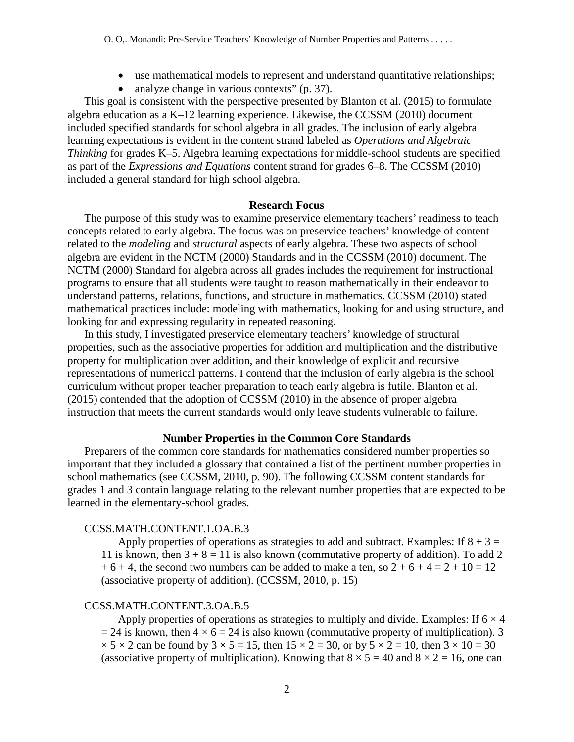- use mathematical models to represent and understand quantitative relationships;
- analyze change in various contexts" (p. 37).

This goal is consistent with the perspective presented by Blanton et al. (2015) to formulate algebra education as a K–12 learning experience. Likewise, the CCSSM (2010) document included specified standards for school algebra in all grades. The inclusion of early algebra learning expectations is evident in the content strand labeled as *Operations and Algebraic Thinking* for grades K–5. Algebra learning expectations for middle-school students are specified as part of the *Expressions and Equations* content strand for grades 6–8. The CCSSM (2010) included a general standard for high school algebra.

## Research Focus

The purpose of this study was to examine preservice elementary teachers' readiness to teach concepts related to early algebra. The focus was on preservice teachers' knowledge of content related to the *modeling* and *structural* aspects of early algebra. These two aspects of school algebra are evident in the NCTM (2000) Standards and in the CCSSM (2010) document. The NCTM (2000) Standard for algebra across all grades includes the requirement for instructional programs to ensure that all students were taught to reason mathematically in their endeavor to understand patterns, relations, functions, and structure in mathematics. CCSSM (2010) stated mathematical practices include: modeling with mathematics, looking for and using structure, and looking for and expressing regularity in repeated reasoning.

In this study, I investigated preservice elementary teachers' knowledge of structural properties, such as the associative properties for addition and multiplication and the distributive property for multiplication over addition, and their knowledge of explicit and recursive representations of numerical patterns. I contend that the inclusion of early algebra is the school curriculum without proper teacher preparation to teach early algebra is futile. Blanton et al. (2015) contended that the adoption of CCSSM (2010) in the absence of proper algebra instruction that meets the current standards would only leave students vulnerable to failure.

## Number Properties in the Common Core Standards

Preparers of the common core standards for mathematics considered number properties so important that they included a glossary that contained a list of the pertinent number properties in school mathematics (see CCSSM, 2010, p. 90). The following CCSSM content standards for grades 1 and 3 contain language relating to the relevant number properties that are expected to be learned in the elementary-school grades.

CCSS.MATH.CONTENT.1.OA.B.3

> Apply properties of operations as strategies to add and subtract. Examples: If $8 + 3 = 11$ is known, then $3 + 8 = 11$ is also known (commutative property of addition). To add $2 + 6 + 4$, the second two numbers can be added to make a ten, so $2 + 6 + 4 = 2 + 10 = 12$ (associative property of addition). (CCSSM, 2010, p. 15)

CCSS.MATH.CONTENT.3.OA.B.5

> Apply properties of operations as strategies to multiply and divide. Examples: If $6 \times 4 = 24$ is known, then $4 \times 6 = 24$ is also known (commutative property of multiplication). $3 \times 5 \times 2$ can be found by $3 \times 5 = 15$, then $15 \times 2 = 30$, or by $5 \times 2 = 10$, then $3 \times 10 = 30$ (associative property of multiplication). Knowing that $8 \times 5 = 40$ and $8 \times 2 = 16$, one can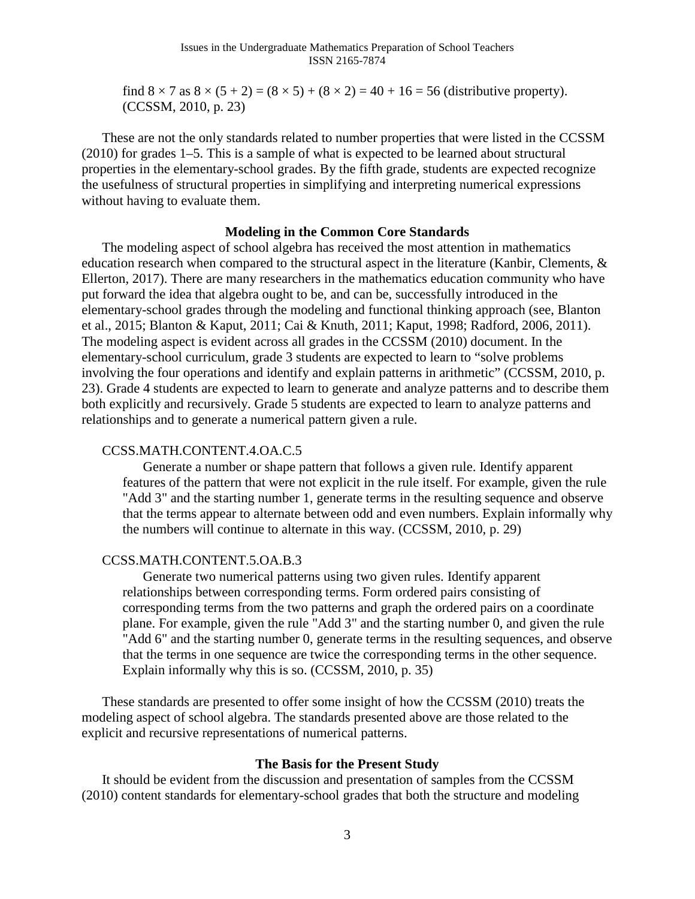find $8 \times 7$ as $8 \times (5 + 2) = (8 \times 5) + (8 \times 2) = 40 + 16 = 56$ (distributive property). (CCSSM, 2010, p. 23)

These are not the only standards related to number properties that were listed in the CCSSM (2010) for grades 1–5. This is a sample of what is expected to be learned about structural properties in the elementary-school grades. By the fifth grade, students are expected recognize the usefulness of structural properties in simplifying and interpreting numerical expressions without having to evaluate them.

## Modeling in the Common Core Standards

The modeling aspect of school algebra has received the most attention in mathematics education research when compared to the structural aspect in the literature (Kanbir, Clements, & Ellerton, 2017). There are many researchers in the mathematics education community who have put forward the idea that algebra ought to be, and can be, successfully introduced in the elementary-school grades through the modeling and functional thinking approach (see, Blanton et al., 2015; Blanton & Kaput, 2011; Cai & Knuth, 2011; Kaput, 1998; Radford, 2006, 2011). The modeling aspect is evident across all grades in the CCSSM (2010) document. In the elementary-school curriculum, grade 3 students are expected to learn to "solve problems involving the four operations and identify and explain patterns in arithmetic" (CCSSM, 2010, p. 23). Grade 4 students are expected to learn to generate and analyze patterns and to describe them both explicitly and recursively. Grade 5 students are expected to learn to analyze patterns and relationships and to generate a numerical pattern given a rule.

> CCSS.MATH.CONTENT.4.OA.C.5
>
> Generate a number or shape pattern that follows a given rule. Identify apparent features of the pattern that were not explicit in the rule itself. For example, given the rule "Add 3" and the starting number 1, generate terms in the resulting sequence and observe that the terms appear to alternate between odd and even numbers. Explain informally why the numbers will continue to alternate in this way. (CCSSM, 2010, p. 29)

> CCSS.MATH.CONTENT.5.OA.B.3
>
> Generate two numerical patterns using two given rules. Identify apparent relationships between corresponding terms. Form ordered pairs consisting of corresponding terms from the two patterns and graph the ordered pairs on a coordinate plane. For example, given the rule "Add 3" and the starting number 0, and given the rule "Add 6" and the starting number 0, generate terms in the resulting sequences, and observe that the terms in one sequence are twice the corresponding terms in the other sequence. Explain informally why this is so. (CCSSM, 2010, p. 35)

These standards are presented to offer some insight of how the CCSSM (2010) treats the modeling aspect of school algebra. The standards presented above are those related to the explicit and recursive representations of numerical patterns.

## The Basis for the Present Study

It should be evident from the discussion and presentation of samples from the CCSSM (2010) content standards for elementary-school grades that both the structure and modeling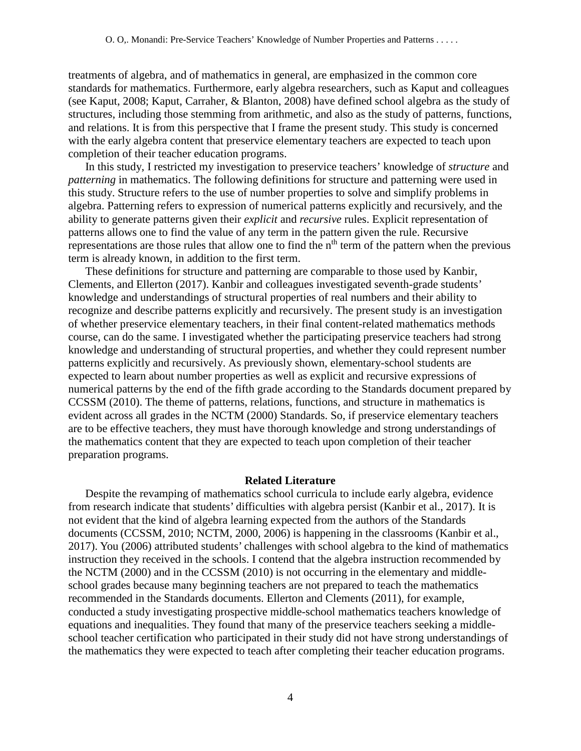treatments of algebra, and of mathematics in general, are emphasized in the common core standards for mathematics. Furthermore, early algebra researchers, such as Kaput and colleagues (see Kaput, 2008; Kaput, Carraher, & Blanton, 2008) have defined school algebra as the study of structures, including those stemming from arithmetic, and also as the study of patterns, functions, and relations. It is from this perspective that I frame the present study. This study is concerned with the early algebra content that preservice elementary teachers are expected to teach upon completion of their teacher education programs.

In this study, I restricted my investigation to preservice teachers' knowledge of *structure* and *patterning* in mathematics. The following definitions for structure and patterning were used in this study. Structure refers to the use of number properties to solve and simplify problems in algebra. Patterning refers to expression of numerical patterns explicitly and recursively, and the ability to generate patterns given their *explicit* and *recursive* rules. Explicit representation of patterns allows one to find the value of any term in the pattern given the rule. Recursive representations are those rules that allow one to find the $n^{th}$ term of the pattern when the previous term is already known, in addition to the first term.

These definitions for structure and patterning are comparable to those used by Kanbir, Clements, and Ellerton (2017). Kanbir and colleagues investigated seventh-grade students' knowledge and understandings of structural properties of real numbers and their ability to recognize and describe patterns explicitly and recursively. The present study is an investigation of whether preservice elementary teachers, in their final content-related mathematics methods course, can do the same. I investigated whether the participating preservice teachers had strong knowledge and understanding of structural properties, and whether they could represent number patterns explicitly and recursively. As previously shown, elementary-school students are expected to learn about number properties as well as explicit and recursive expressions of numerical patterns by the end of the fifth grade according to the Standards document prepared by CCSSM (2010). The theme of patterns, relations, functions, and structure in mathematics is evident across all grades in the NCTM (2000) Standards. So, if preservice elementary teachers are to be effective teachers, they must have thorough knowledge and strong understandings of the mathematics content that they are expected to teach upon completion of their teacher preparation programs.

## Related Literature

Despite the revamping of mathematics school curricula to include early algebra, evidence from research indicate that students' difficulties with algebra persist (Kanbir et al., 2017). It is not evident that the kind of algebra learning expected from the authors of the Standards documents (CCSSM, 2010; NCTM, 2000, 2006) is happening in the classrooms (Kanbir et al., 2017). You (2006) attributed students' challenges with school algebra to the kind of mathematics instruction they received in the schools. I contend that the algebra instruction recommended by the NCTM (2000) and in the CCSSM (2010) is not occurring in the elementary and middle-school grades because many beginning teachers are not prepared to teach the mathematics recommended in the Standards documents. Ellerton and Clements (2011), for example, conducted a study investigating prospective middle-school mathematics teachers knowledge of equations and inequalities. They found that many of the preservice teachers seeking a middle-school teacher certification who participated in their study did not have strong understandings of the mathematics they were expected to teach after completing their teacher education programs.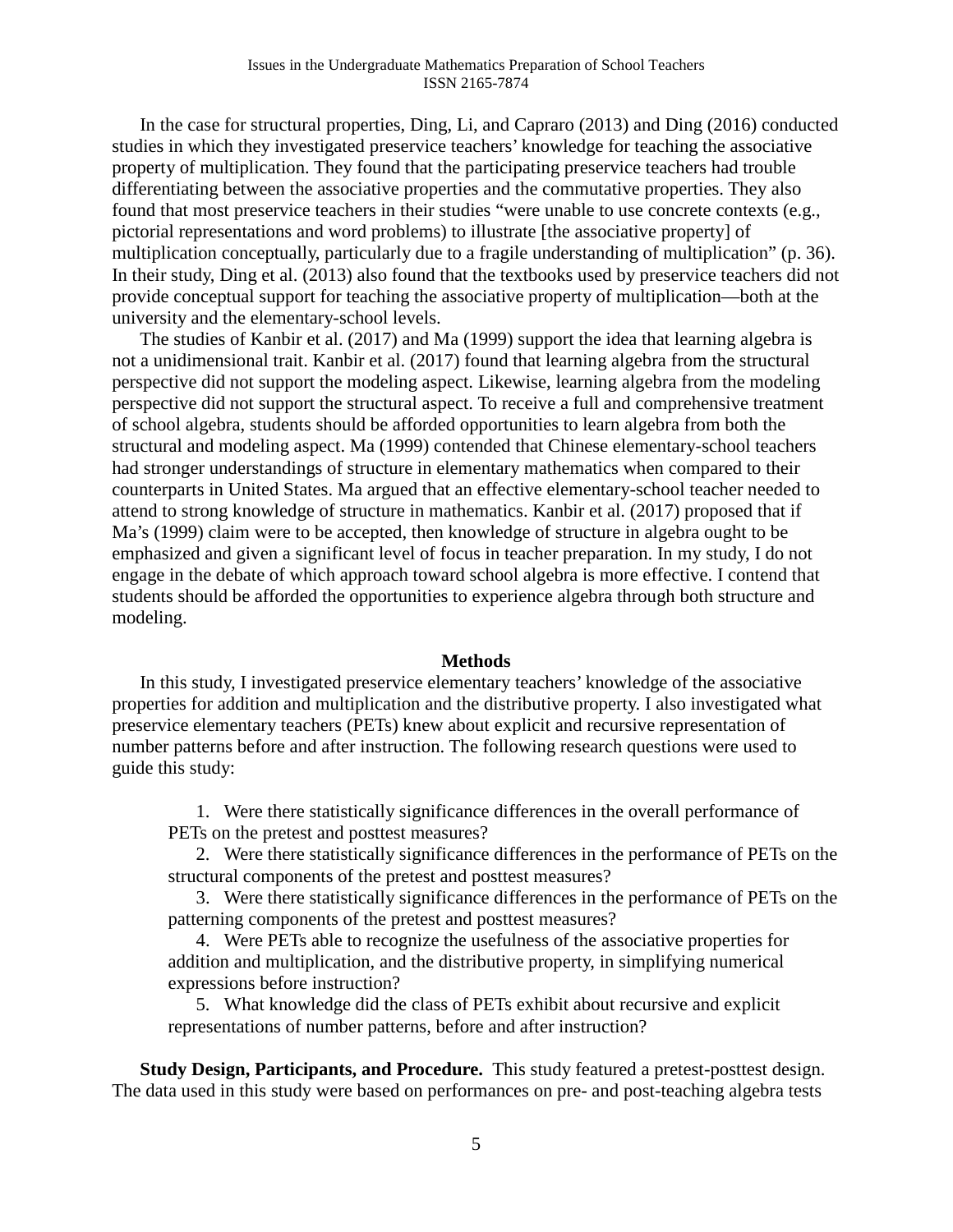In the case for structural properties, Ding, Li, and Capraro (2013) and Ding (2016) conducted studies in which they investigated preservice teachers' knowledge for teaching the associative property of multiplication. They found that the participating preservice teachers had trouble differentiating between the associative properties and the commutative properties. They also found that most preservice teachers in their studies "were unable to use concrete contexts (e.g., pictorial representations and word problems) to illustrate [the associative property] of multiplication conceptually, particularly due to a fragile understanding of multiplication" (p. 36). In their study, Ding et al. (2013) also found that the textbooks used by preservice teachers did not provide conceptual support for teaching the associative property of multiplication—both at the university and the elementary-school levels.

The studies of Kanbir et al. (2017) and Ma (1999) support the idea that learning algebra is not a unidimensional trait. Kanbir et al. (2017) found that learning algebra from the structural perspective did not support the modeling aspect. Likewise, learning algebra from the modeling perspective did not support the structural aspect. To receive a full and comprehensive treatment of school algebra, students should be afforded opportunities to learn algebra from both the structural and modeling aspect. Ma (1999) contended that Chinese elementary-school teachers had stronger understandings of structure in elementary mathematics when compared to their counterparts in United States. Ma argued that an effective elementary-school teacher needed to attend to strong knowledge of structure in mathematics. Kanbir et al. (2017) proposed that if Ma's (1999) claim were to be accepted, then knowledge of structure in algebra ought to be emphasized and given a significant level of focus in teacher preparation. In my study, I do not engage in the debate of which approach toward school algebra is more effective. I contend that students should be afforded the opportunities to experience algebra through both structure and modeling.

## Methods

In this study, I investigated preservice elementary teachers' knowledge of the associative properties for addition and multiplication and the distributive property. I also investigated what preservice elementary teachers (PETs) knew about explicit and recursive representation of number patterns before and after instruction. The following research questions were used to guide this study:

1. Were there statistically significance differences in the overall performance of PETs on the pretest and posttest measures?
2. Were there statistically significance differences in the performance of PETs on the structural components of the pretest and posttest measures?
3. Were there statistically significance differences in the performance of PETs on the patterning components of the pretest and posttest measures?
4. Were PETs able to recognize the usefulness of the associative properties for addition and multiplication, and the distributive property, in simplifying numerical expressions before instruction?
5. What knowledge did the class of PETs exhibit about recursive and explicit representations of number patterns, before and after instruction?

**Study Design, Participants, and Procedure.** This study featured a pretest-posttest design. The data used in this study were based on performances on pre- and post-teaching algebra tests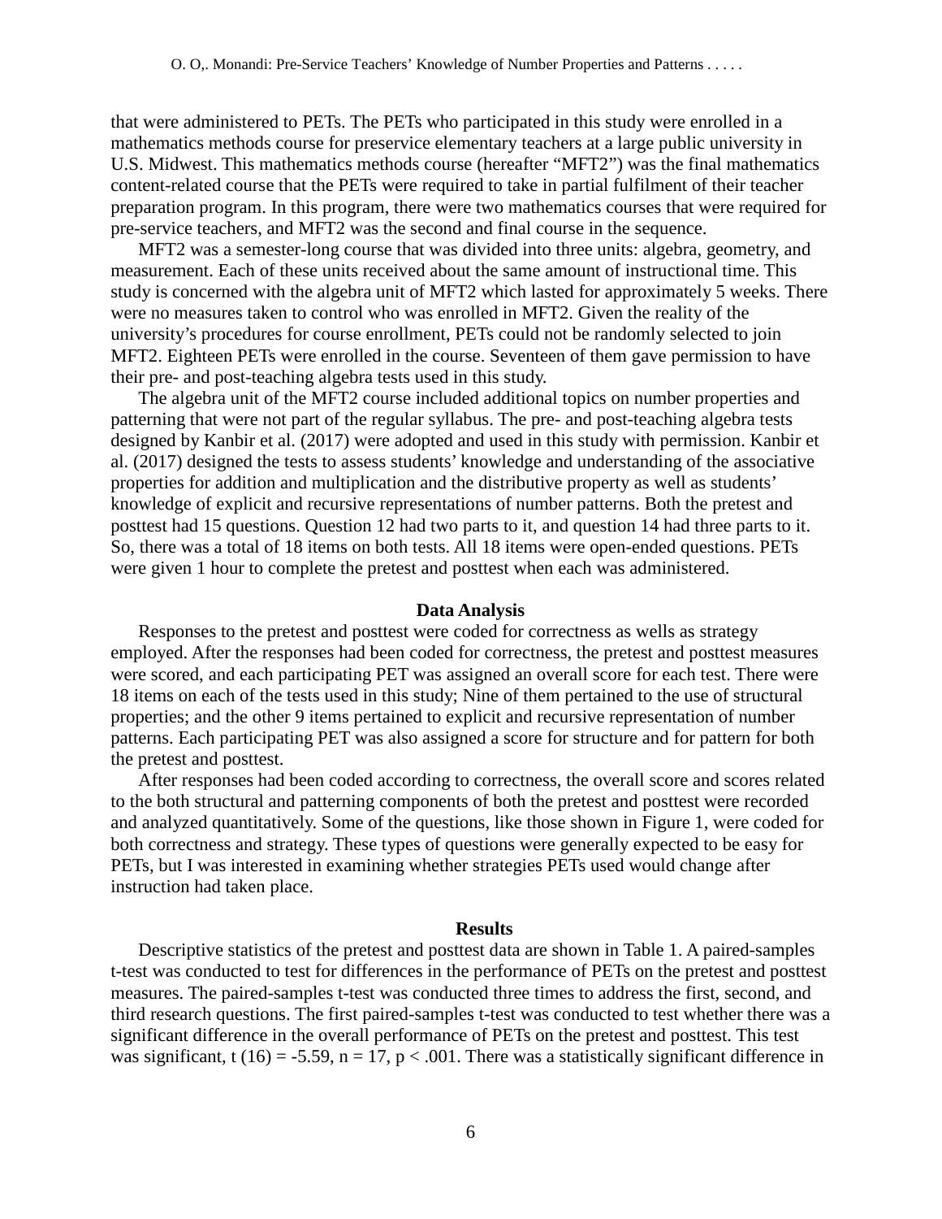that were administered to PETs. The PETs who participated in this study were enrolled in a mathematics methods course for preservice elementary teachers at a large public university in U.S. Midwest. This mathematics methods course (hereafter "MFT2") was the final mathematics content-related course that the PETs were required to take in partial fulfilment of their teacher preparation program. In this program, there were two mathematics courses that were required for pre-service teachers, and MFT2 was the second and final course in the sequence.

MFT2 was a semester-long course that was divided into three units: algebra, geometry, and measurement. Each of these units received about the same amount of instructional time. This study is concerned with the algebra unit of MFT2 which lasted for approximately 5 weeks. There were no measures taken to control who was enrolled in MFT2. Given the reality of the university's procedures for course enrollment, PETs could not be randomly selected to join MFT2. Eighteen PETs were enrolled in the course. Seventeen of them gave permission to have their pre- and post-teaching algebra tests used in this study.

The algebra unit of the MFT2 course included additional topics on number properties and patterning that were not part of the regular syllabus. The pre- and post-teaching algebra tests designed by Kanbir et al. (2017) were adopted and used in this study with permission. Kanbir et al. (2017) designed the tests to assess students' knowledge and understanding of the associative properties for addition and multiplication and the distributive property as well as students' knowledge of explicit and recursive representations of number patterns. Both the pretest and posttest had 15 questions. Question 12 had two parts to it, and question 14 had three parts to it. So, there was a total of 18 items on both tests. All 18 items were open-ended questions. PETs were given 1 hour to complete the pretest and posttest when each was administered.

## Data Analysis

Responses to the pretest and posttest were coded for correctness as wells as strategy employed. After the responses had been coded for correctness, the pretest and posttest measures were scored, and each participating PET was assigned an overall score for each test. There were 18 items on each of the tests used in this study; Nine of them pertained to the use of structural properties; and the other 9 items pertained to explicit and recursive representation of number patterns. Each participating PET was also assigned a score for structure and for pattern for both the pretest and posttest.

After responses had been coded according to correctness, the overall score and scores related to the both structural and patterning components of both the pretest and posttest were recorded and analyzed quantitatively. Some of the questions, like those shown in Figure 1, were coded for both correctness and strategy. These types of questions were generally expected to be easy for PETs, but I was interested in examining whether strategies PETs used would change after instruction had taken place.

## Results

Descriptive statistics of the pretest and posttest data are shown in Table 1. A paired-samples t-test was conducted to test for differences in the performance of PETs on the pretest and posttest measures. The paired-samples t-test was conducted three times to address the first, second, and third research questions. The first paired-samples t-test was conducted to test whether there was a significant difference in the overall performance of PETs on the pretest and posttest. This test was significant, $t(16) = -5.59$, $n = 17$, $p < .001$. There was a statistically significant difference in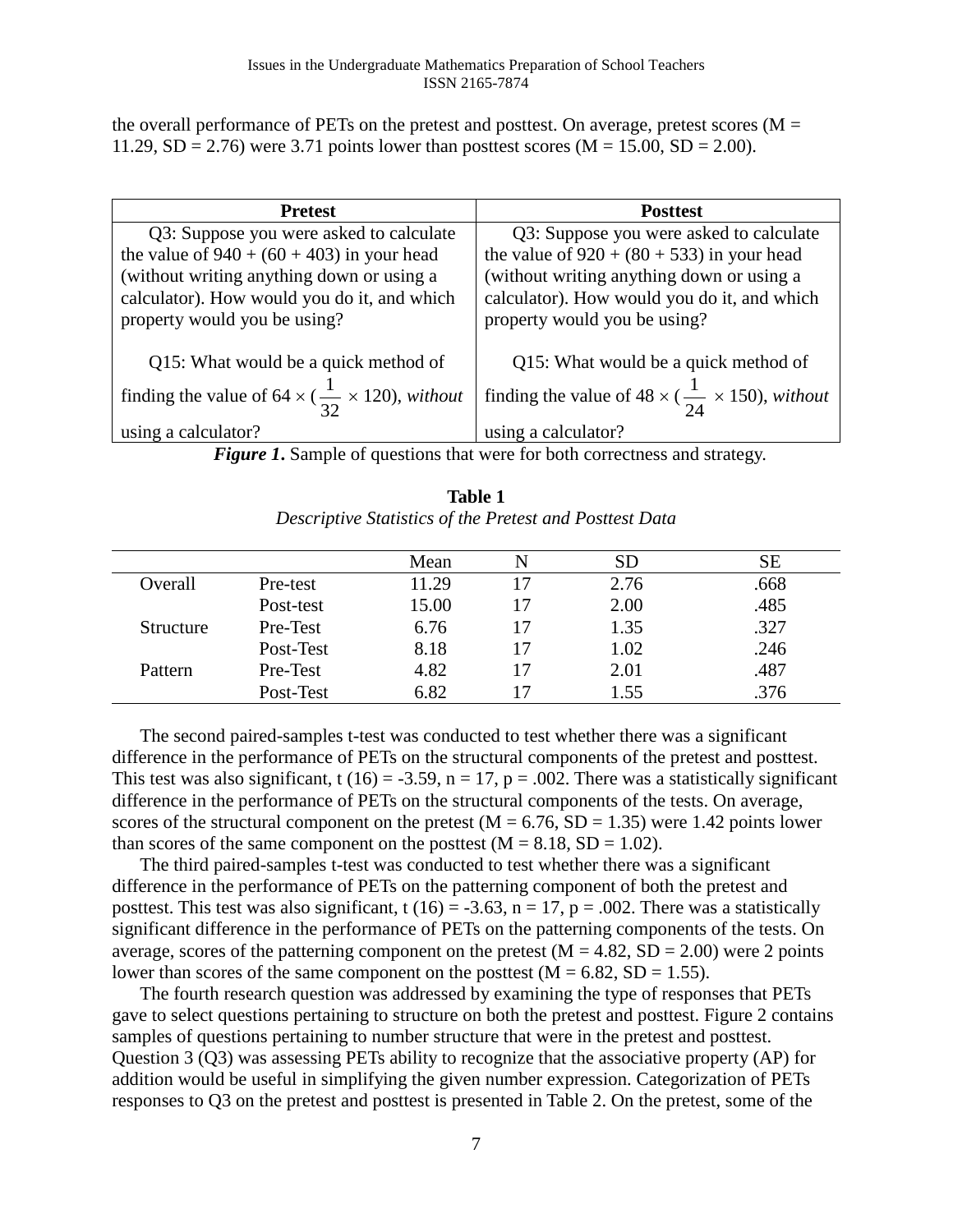the overall performance of PETs on the pretest and posttest. On average, pretest scores (M = 11.29, SD = 2.76) were 3.71 points lower than posttest scores (M = 15.00, SD = 2.00).

| Pretest | Posttest |
|---|---|
| Q3: Suppose you were asked to calculate the value of 940 + (60 + 403) in your head (without writing anything down or using a calculator). How would you do it, and which property would you be using?<br><br>Q15: What would be a quick method of finding the value of $64 \times (\frac{1}{32} \times 120)$, *without* using a calculator? | Q3: Suppose you were asked to calculate the value of 920 + (80 + 533) in your head (without writing anything down or using a calculator). How would you do it, and which property would you be using?<br><br>Q15: What would be a quick method of finding the value of $48 \times (\frac{1}{24} \times 150)$, *without* using a calculator? |

***Figure 1.*** Sample of questions that were for both correctness and strategy.

**Table 1**
*Descriptive Statistics of the Pretest and Posttest Data*

| | | Mean | N | SD | SE |
|---|---|---|---|---|---|
| Overall | Pre-test | 11.29 | 17 | 2.76 | .668 |
| | Post-test | 15.00 | 17 | 2.00 | .485 |
| Structure | Pre-Test | 6.76 | 17 | 1.35 | .327 |
| | Post-Test | 8.18 | 17 | 1.02 | .246 |
| Pattern | Pre-Test | 4.82 | 17 | 2.01 | .487 |
| | Post-Test | 6.82 | 17 | 1.55 | .376 |

The second paired-samples t-test was conducted to test whether there was a significant difference in the performance of PETs on the structural components of the pretest and posttest. This test was also significant, t (16) = -3.59, n = 17, p = .002. There was a statistically significant difference in the performance of PETs on the structural components of the tests. On average, scores of the structural component on the pretest (M = 6.76, SD = 1.35) were 1.42 points lower than scores of the same component on the posttest (M = 8.18, SD = 1.02).

The third paired-samples t-test was conducted to test whether there was a significant difference in the performance of PETs on the patterning component of both the pretest and posttest. This test was also significant, t (16) = -3.63, n = 17, p = .002. There was a statistically significant difference in the performance of PETs on the patterning components of the tests. On average, scores of the patterning component on the pretest (M = 4.82, SD = 2.00) were 2 points lower than scores of the same component on the posttest (M = 6.82, SD = 1.55).

The fourth research question was addressed by examining the type of responses that PETs gave to select questions pertaining to structure on both the pretest and posttest. Figure 2 contains samples of questions pertaining to number structure that were in the pretest and posttest. Question 3 (Q3) was assessing PETs ability to recognize that the associative property (AP) for addition would be useful in simplifying the given number expression. Categorization of PETs responses to Q3 on the pretest and posttest is presented in Table 2. On the pretest, some of the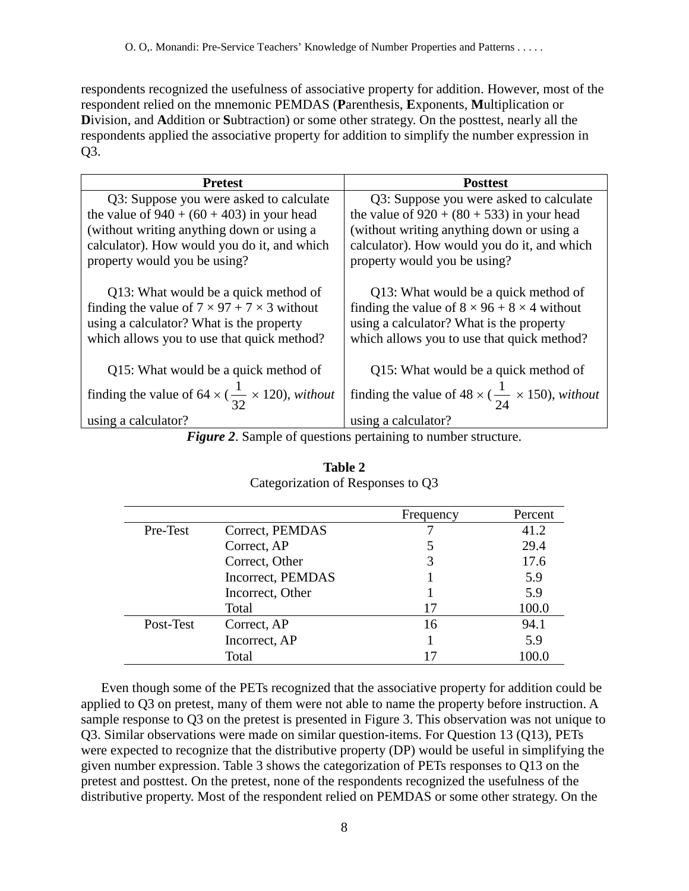respondents recognized the usefulness of associative property for addition. However, most of the respondent relied on the mnemonic PEMDAS (**P**arenthesis, **E**xponents, **M**ultiplication or **D**ivision, and **A**ddition or **S**ubtraction) or some other strategy. On the posttest, nearly all the respondents applied the associative property for addition to simplify the number expression in Q3.

| Pretest | Posttest |
|---|---|
| Q3: Suppose you were asked to calculate the value of $940 + (60 + 403)$ in your head (without writing anything down or using a calculator). How would you do it, and which property would you be using? | Q3: Suppose you were asked to calculate the value of $920 + (80 + 533)$ in your head (without writing anything down or using a calculator). How would you do it, and which property would you be using? |
| Q13: What would be a quick method of finding the value of $7 \times 97 + 7 \times 3$ without using a calculator? What is the property which allows you to use that quick method? | Q13: What would be a quick method of finding the value of $8 \times 96 + 8 \times 4$ without using a calculator? What is the property which allows you to use that quick method? |
| Q15: What would be a quick method of finding the value of $64 \times (\frac{1}{32} \times 120)$, *without* using a calculator? | Q15: What would be a quick method of finding the value of $48 \times (\frac{1}{24} \times 150)$, *without* using a calculator? |

***Figure 2***. Sample of questions pertaining to number structure.

**Table 2**

Categorization of Responses to Q3

| | | Frequency | Percent |
|---|---|---|---|
| Pre-Test | Correct, PEMDAS | 7 | 41.2 |
| | Correct, AP | 5 | 29.4 |
| | Correct, Other | 3 | 17.6 |
| | Incorrect, PEMDAS | 1 | 5.9 |
| | Incorrect, Other | 1 | 5.9 |
| | Total | 17 | 100.0 |
| Post-Test | Correct, AP | 16 | 94.1 |
| | Incorrect, AP | 1 | 5.9 |
| | Total | 17 | 100.0 |

Even though some of the PETs recognized that the associative property for addition could be applied to Q3 on pretest, many of them were not able to name the property before instruction. A sample response to Q3 on the pretest is presented in Figure 3. This observation was not unique to Q3. Similar observations were made on similar question-items. For Question 13 (Q13), PETs were expected to recognize that the distributive property (DP) would be useful in simplifying the given number expression. Table 3 shows the categorization of PETs responses to Q13 on the pretest and posttest. On the pretest, none of the respondents recognized the usefulness of the distributive property. Most of the respondent relied on PEMDAS or some other strategy. On the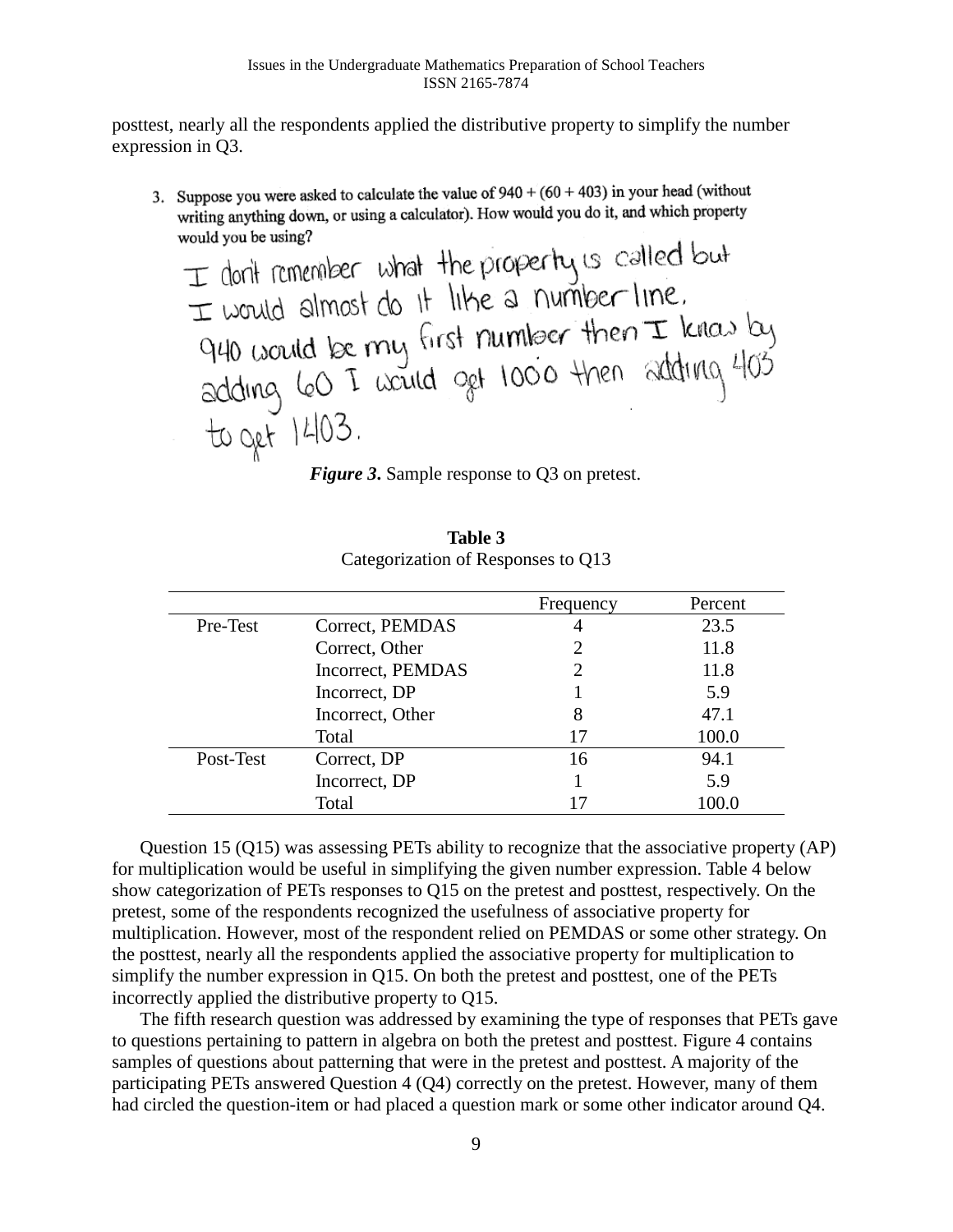posttest, nearly all the respondents applied the distributive property to simplify the number expression in Q3.

3. Suppose you were asked to calculate the value of 940 + (60 + 403) in your head (without writing anything down, or using a calculator). How would you do it, and which property would you be using?

I don't remember what the property is called but I would almost do it like a number line. 940 would be my first number then I know by adding 60 I would get 1000 then adding 403 to get 1403.

***Figure 3.*** Sample response to Q3 on pretest.

**Table 3**
Categorization of Responses to Q13

| | | Frequency | Percent |
|---|---|---|---|
| Pre-Test | Correct, PEMDAS | 4 | 23.5 |
| | Correct, Other | 2 | 11.8 |
| | Incorrect, PEMDAS | 2 | 11.8 |
| | Incorrect, DP | 1 | 5.9 |
| | Incorrect, Other | 8 | 47.1 |
| | Total | 17 | 100.0 |
| Post-Test | Correct, DP | 16 | 94.1 |
| | Incorrect, DP | 1 | 5.9 |
| | Total | 17 | 100.0 |

Question 15 (Q15) was assessing PETs ability to recognize that the associative property (AP) for multiplication would be useful in simplifying the given number expression. Table 4 below show categorization of PETs responses to Q15 on the pretest and posttest, respectively. On the pretest, some of the respondents recognized the usefulness of associative property for multiplication. However, most of the respondent relied on PEMDAS or some other strategy. On the posttest, nearly all the respondents applied the associative property for multiplication to simplify the number expression in Q15. On both the pretest and posttest, one of the PETs incorrectly applied the distributive property to Q15.

The fifth research question was addressed by examining the type of responses that PETs gave to questions pertaining to pattern in algebra on both the pretest and posttest. Figure 4 contains samples of questions about patterning that were in the pretest and posttest. A majority of the participating PETs answered Question 4 (Q4) correctly on the pretest. However, many of them had circled the question-item or had placed a question mark or some other indicator around Q4.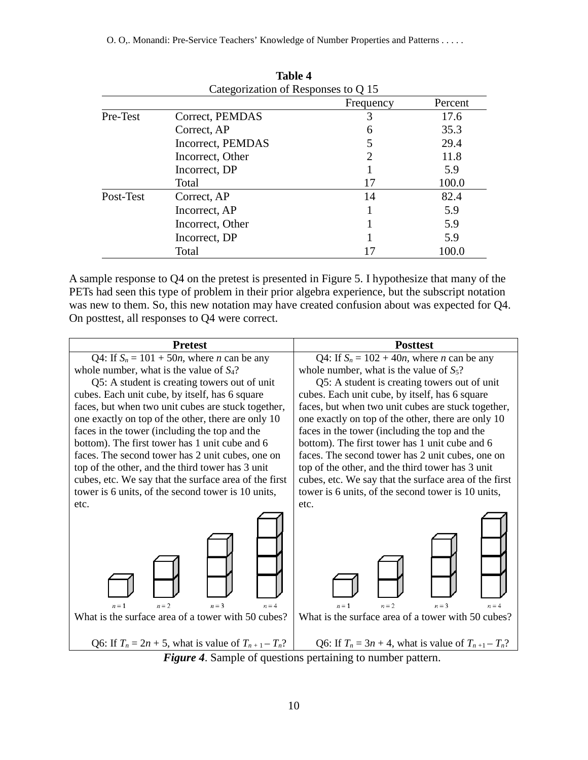**Table 4**
Categorization of Responses to Q 15

| | | Frequency | Percent |
|---|---|---|---|
| Pre-Test | Correct, PEMDAS | 3 | 17.6 |
| | Correct, AP | 6 | 35.3 |
| | Incorrect, PEMDAS | 5 | 29.4 |
| | Incorrect, Other | 2 | 11.8 |
| | Incorrect, DP | 1 | 5.9 |
| | Total | 17 | 100.0 |
| Post-Test | Correct, AP | 14 | 82.4 |
| | Incorrect, AP | 1 | 5.9 |
| | Incorrect, Other | 1 | 5.9 |
| | Incorrect, DP | 1 | 5.9 |
| | Total | 17 | 100.0 |

A sample response to Q4 on the pretest is presented in Figure 5. I hypothesize that many of the PETs had seen this type of problem in their prior algebra experience, but the subscript notation was new to them. So, this new notation may have created confusion about was expected for Q4. On posttest, all responses to Q4 were correct.

| Pretest | Posttest |
|---|---|
| Q4: If $S_n = 101 + 50n$, where $n$ can be any whole number, what is the value of $S_4$? | Q4: If $S_n = 102 + 40n$, where $n$ can be any whole number, what is the value of $S_5$? |
| Q5: A student is creating towers out of unit cubes. Each unit cube, by itself, has 6 square faces, but when two unit cubes are stuck together, one exactly on top of the other, there are only 10 faces in the tower (including the top and the bottom). The first tower has 1 unit cube and 6 faces. The second tower has 2 unit cubes, one on top of the other, and the third tower has 3 unit cubes, etc. We say that the surface area of the first tower is 6 units, of the second tower is 10 units, etc. $n = 1$ $n = 2$ $n = 3$ $n = 4$ What is the surface area of a tower with 50 cubes? | Q5: A student is creating towers out of unit cubes. Each unit cube, by itself, has 6 square faces, but when two unit cubes are stuck together, one exactly on top of the other, there are only 10 faces in the tower (including the top and the bottom). The first tower has 1 unit cube and 6 faces. The second tower has 2 unit cubes, one on top of the other, and the third tower has 3 unit cubes, etc. We say that the surface area of the first tower is 6 units, of the second tower is 10 units, etc. $n = 1$ $n = 2$ $n = 3$ $n = 4$ What is the surface area of a tower with 50 cubes? |
| Q6: If $T_n = 2n + 5$, what is value of $T_{n+1} - T_n$? | Q6: If $T_n = 3n + 4$, what is value of $T_{n+1} - T_n$? |

***Figure 4*.** Sample of questions pertaining to number pattern.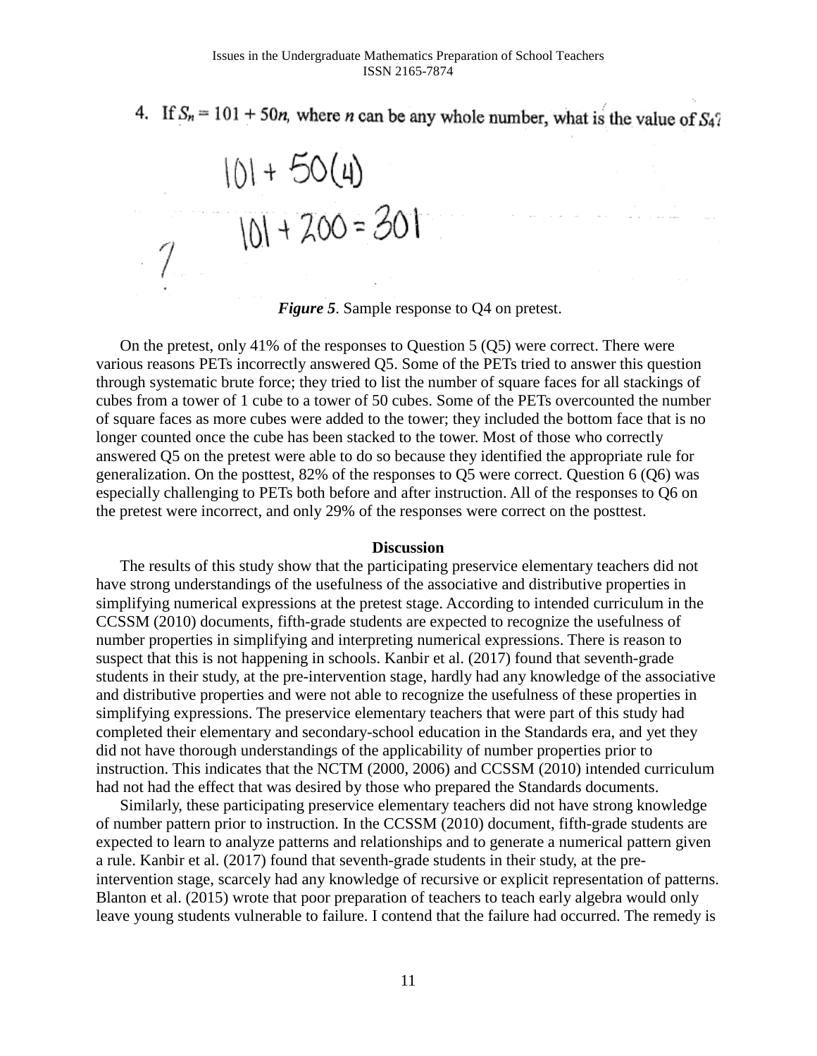4. If $S_n = 101 + 50n$, where $n$ can be any whole number, what is the value of $S_4$?

$101 + 50(4)$

$101 + 200 = 301$

***Figure 5***. Sample response to Q4 on pretest.

On the pretest, only 41% of the responses to Question 5 (Q5) were correct. There were various reasons PETs incorrectly answered Q5. Some of the PETs tried to answer this question through systematic brute force; they tried to list the number of square faces for all stackings of cubes from a tower of 1 cube to a tower of 50 cubes. Some of the PETs overcounted the number of square faces as more cubes were added to the tower; they included the bottom face that is no longer counted once the cube has been stacked to the tower. Most of those who correctly answered Q5 on the pretest were able to do so because they identified the appropriate rule for generalization. On the posttest, 82% of the responses to Q5 were correct. Question 6 (Q6) was especially challenging to PETs both before and after instruction. All of the responses to Q6 on the pretest were incorrect, and only 29% of the responses were correct on the posttest.

## Discussion

The results of this study show that the participating preservice elementary teachers did not have strong understandings of the usefulness of the associative and distributive properties in simplifying numerical expressions at the pretest stage. According to intended curriculum in the CCSSM (2010) documents, fifth-grade students are expected to recognize the usefulness of number properties in simplifying and interpreting numerical expressions. There is reason to suspect that this is not happening in schools. Kanbir et al. (2017) found that seventh-grade students in their study, at the pre-intervention stage, hardly had any knowledge of the associative and distributive properties and were not able to recognize the usefulness of these properties in simplifying expressions. The preservice elementary teachers that were part of this study had completed their elementary and secondary-school education in the Standards era, and yet they did not have thorough understandings of the applicability of number properties prior to instruction. This indicates that the NCTM (2000, 2006) and CCSSM (2010) intended curriculum had not had the effect that was desired by those who prepared the Standards documents.

Similarly, these participating preservice elementary teachers did not have strong knowledge of number pattern prior to instruction. In the CCSSM (2010) document, fifth-grade students are expected to learn to analyze patterns and relationships and to generate a numerical pattern given a rule. Kanbir et al. (2017) found that seventh-grade students in their study, at the pre-intervention stage, scarcely had any knowledge of recursive or explicit representation of patterns. Blanton et al. (2015) wrote that poor preparation of teachers to teach early algebra would only leave young students vulnerable to failure. I contend that the failure had occurred. The remedy is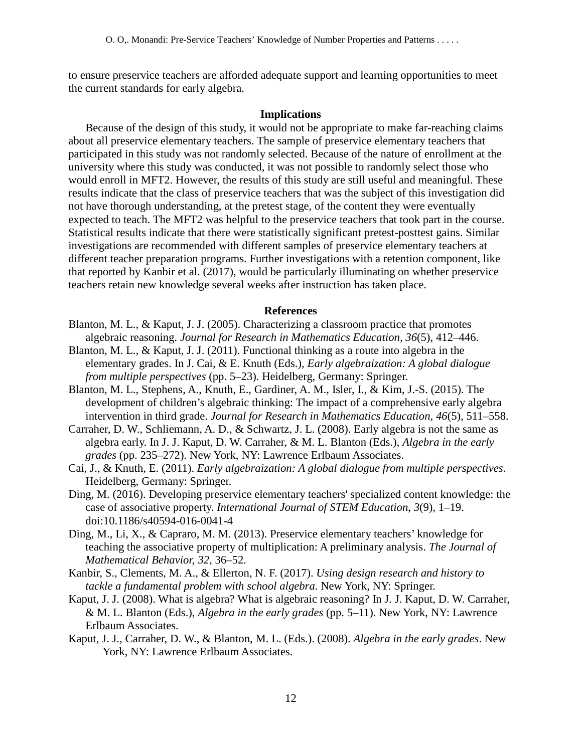to ensure preservice teachers are afforded adequate support and learning opportunities to meet the current standards for early algebra.

## Implications

Because of the design of this study, it would not be appropriate to make far-reaching claims about all preservice elementary teachers. The sample of preservice elementary teachers that participated in this study was not randomly selected. Because of the nature of enrollment at the university where this study was conducted, it was not possible to randomly select those who would enroll in MFT2. However, the results of this study are still useful and meaningful. These results indicate that the class of preservice teachers that was the subject of this investigation did not have thorough understanding, at the pretest stage, of the content they were eventually expected to teach. The MFT2 was helpful to the preservice teachers that took part in the course. Statistical results indicate that there were statistically significant pretest-posttest gains. Similar investigations are recommended with different samples of preservice elementary teachers at different teacher preparation programs. Further investigations with a retention component, like that reported by Kanbir et al. (2017), would be particularly illuminating on whether preservice teachers retain new knowledge several weeks after instruction has taken place.

## References

Blanton, M. L., & Kaput, J. J. (2005). Characterizing a classroom practice that promotes algebraic reasoning. *Journal for Research in Mathematics Education, 36*(5), 412–446.

Blanton, M. L., & Kaput, J. J. (2011). Functional thinking as a route into algebra in the elementary grades. In J. Cai, & E. Knuth (Eds.), *Early algebraization: A global dialogue from multiple perspectives* (pp. 5–23). Heidelberg, Germany: Springer.

Blanton, M. L., Stephens, A., Knuth, E., Gardiner, A. M., Isler, I., & Kim, J.-S. (2015). The development of children's algebraic thinking: The impact of a comprehensive early algebra intervention in third grade. *Journal for Research in Mathematics Education, 46*(5), 511–558.

Carraher, D. W., Schliemann, A. D., & Schwartz, J. L. (2008). Early algebra is not the same as algebra early. In J. J. Kaput, D. W. Carraher, & M. L. Blanton (Eds.), *Algebra in the early grades* (pp. 235–272). New York, NY: Lawrence Erlbaum Associates.

Cai, J., & Knuth, E. (2011). *Early algebraization: A global dialogue from multiple perspectives*. Heidelberg, Germany: Springer.

Ding, M. (2016). Developing preservice elementary teachers' specialized content knowledge: the case of associative property. *International Journal of STEM Education*, *3*(9), 1–19. doi:10.1186/s40594-016-0041-4

Ding, M., Li, X., & Capraro, M. M. (2013). Preservice elementary teachers' knowledge for teaching the associative property of multiplication: A preliminary analysis. *The Journal of Mathematical Behavior, 32*, 36–52.

Kanbir, S., Clements, M. A., & Ellerton, N. F. (2017). *Using design research and history to tackle a fundamental problem with school algebra*. New York, NY: Springer.

Kaput, J. J. (2008). What is algebra? What is algebraic reasoning? In J. J. Kaput, D. W. Carraher, & M. L. Blanton (Eds.), *Algebra in the early grades* (pp. 5–11). New York, NY: Lawrence Erlbaum Associates.

Kaput, J. J., Carraher, D. W., & Blanton, M. L. (Eds.). (2008). *Algebra in the early grades*. New York, NY: Lawrence Erlbaum Associates.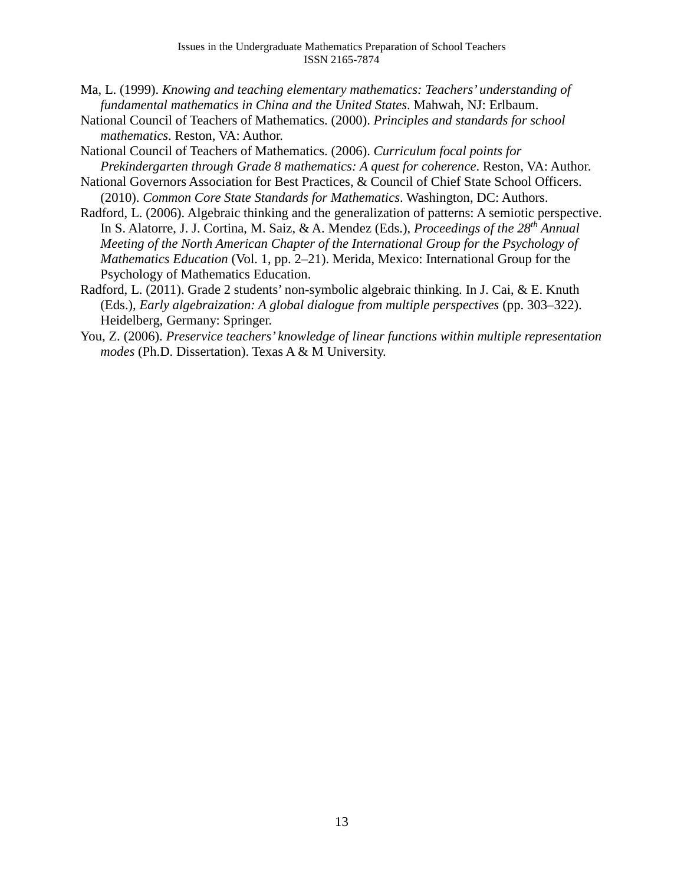Ma, L. (1999). *Knowing and teaching elementary mathematics: Teachers' understanding of fundamental mathematics in China and the United States*. Mahwah, NJ: Erlbaum.

National Council of Teachers of Mathematics. (2000). *Principles and standards for school mathematics*. Reston, VA: Author.

National Council of Teachers of Mathematics. (2006). *Curriculum focal points for Prekindergarten through Grade 8 mathematics: A quest for coherence*. Reston, VA: Author.

National Governors Association for Best Practices, & Council of Chief State School Officers. (2010). *Common Core State Standards for Mathematics*. Washington, DC: Authors.

Radford, L. (2006). Algebraic thinking and the generalization of patterns: A semiotic perspective. In S. Alatorre, J. J. Cortina, M. Saiz, & A. Mendez (Eds.), *Proceedings of the 28th Annual Meeting of the North American Chapter of the International Group for the Psychology of Mathematics Education* (Vol. 1, pp. 2–21). Merida, Mexico: International Group for the Psychology of Mathematics Education.

Radford, L. (2011). Grade 2 students' non-symbolic algebraic thinking. In J. Cai, & E. Knuth (Eds.), *Early algebraization: A global dialogue from multiple perspectives* (pp. 303–322). Heidelberg, Germany: Springer.

You, Z. (2006). *Preservice teachers' knowledge of linear functions within multiple representation modes* (Ph.D. Dissertation). Texas A & M University.